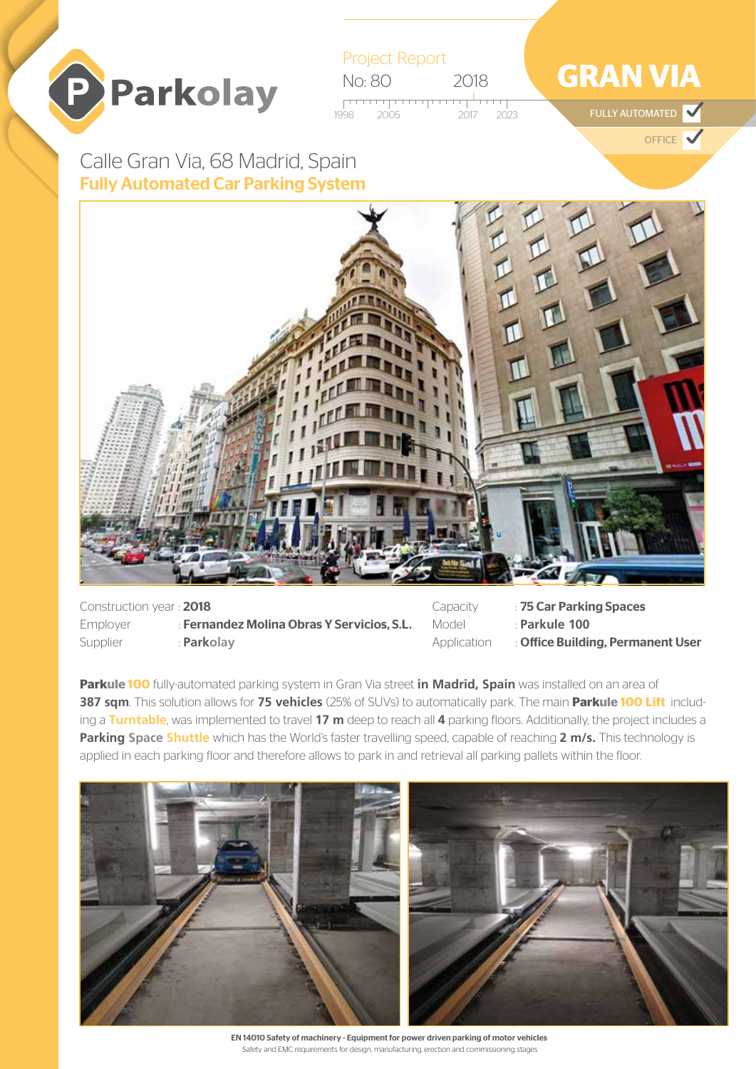**Parkolay**

Project Report

No: 80 — 2018

1998 2005 2017 2023

# GRAN VIA

FULLY AUTOMATED ✓

OFFICE ✓

## Calle Gran Via, 68 Madrid, Spain

**Fully Automated Car Parking System**

| | | | |
|---|---|---|---|
| Construction year | : **2018** | Capacity | : **75 Car Parking Spaces** |
| Employer | : **Fernandez Molina Obras Y Servicios, S.L.** | Model | : **Parkule 100** |
| Supplier | : **Parkolay** | Application | : **Office Building, Permanent User** |

**Parkule 100** fully-automated parking system in Gran Via street **in Madrid, Spain** was installed on an area of **387 sqm**. This solution allows for **75 vehicles** (25% of SUVs) to automatically park. The main **Parkule 100 Lift** including a **Turntable**, was implemented to travel **17 m** deep to reach all **4** parking floors. Additionally, the project includes a **Parking Space Shuttle** which has the World's faster travelling speed, capable of reaching **2 m/s.** This technology is applied in each parking floor and therefore allows to park in and retrieval all parking pallets within the floor.

**EN 14010 Safety of machinery - Equipment for power driven parking of motor vehicles**

Safety and EMC requirements for design, manufacturing, erection and commissioning stages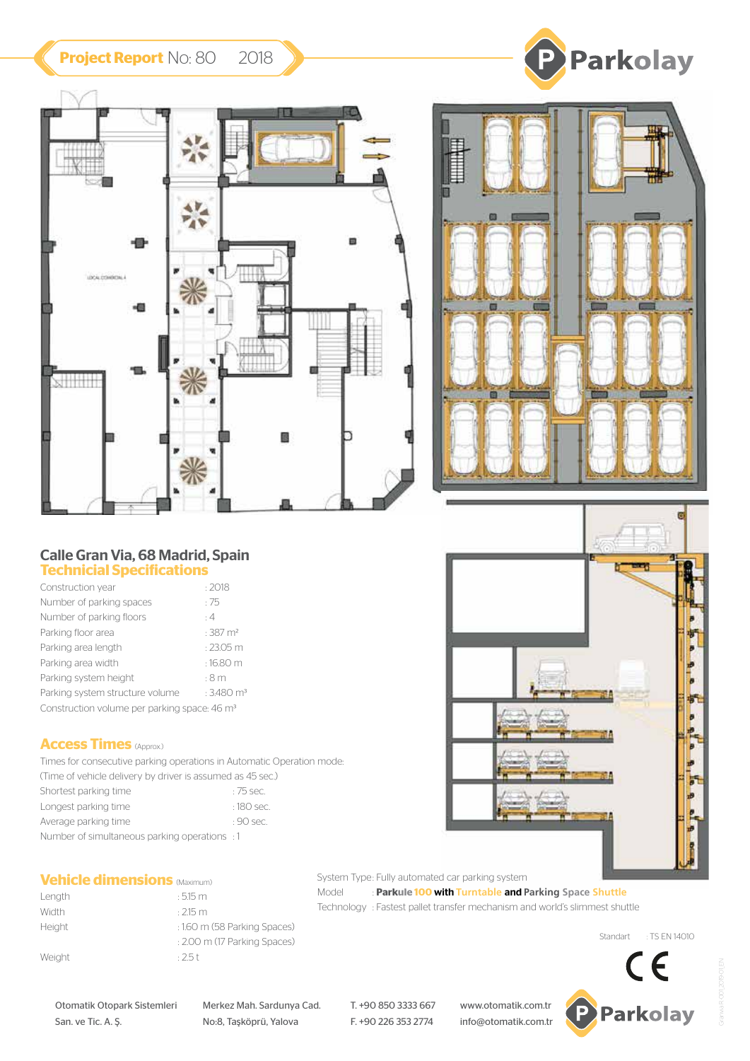**Project Report** No: 80 2018

Parkolay

## Calle Gran Via, 68 Madrid, Spain

## Technical Specifications

| | |
|---|---|
| Construction year | : 2018 |
| Number of parking spaces | : 75 |
| Number of parking floors | : 4 |
| Parking floor area | : 387 m² |
| Parking area length | : 23.05 m |
| Parking area width | : 16.80 m |
| Parking system height | : 8 m |
| Parking system structure volume | : 3.480 m³ |

Construction volume per parking space: 46 m³

## Access Times (Approx.)

Times for consecutive parking operations in Automatic Operation mode:
(Time of vehicle delivery by driver is assumed as 45 sec.)

| | |
|---|---|
| Shortest parking time | : 75 sec. |
| Longest parking time | : 180 sec. |
| Average parking time | : 90 sec. |
| Number of simultaneous parking operations | : 1 |

## Vehicle dimensions (Maximum)

| | |
|---|---|
| Length | : 5.15 m |
| Width | : 2.15 m |
| Height | : 1.60 m (58 Parking Spaces) |
| | : 2.00 m (17 Parking Spaces) |
| Weight | : 2.5 t |

System Type: Fully automated car parking system
Model : **Parkule 100 with Turntable and Parking Space Shuttle**
Technology : Fastest pallet transfer mechanism and world's slimmest shuttle

Standart : TS EN 14010

CE

Otomatik Otopark Sistemleri San. ve Tic. A. Ş.
Merkez Mah. Sardunya Cad. No:8, Taşköprü, Yalova
T. +90 850 3333 667
F. +90 226 353 2774
www.otomatik.com.tr
info@otomatik.com.tr

Parkolay